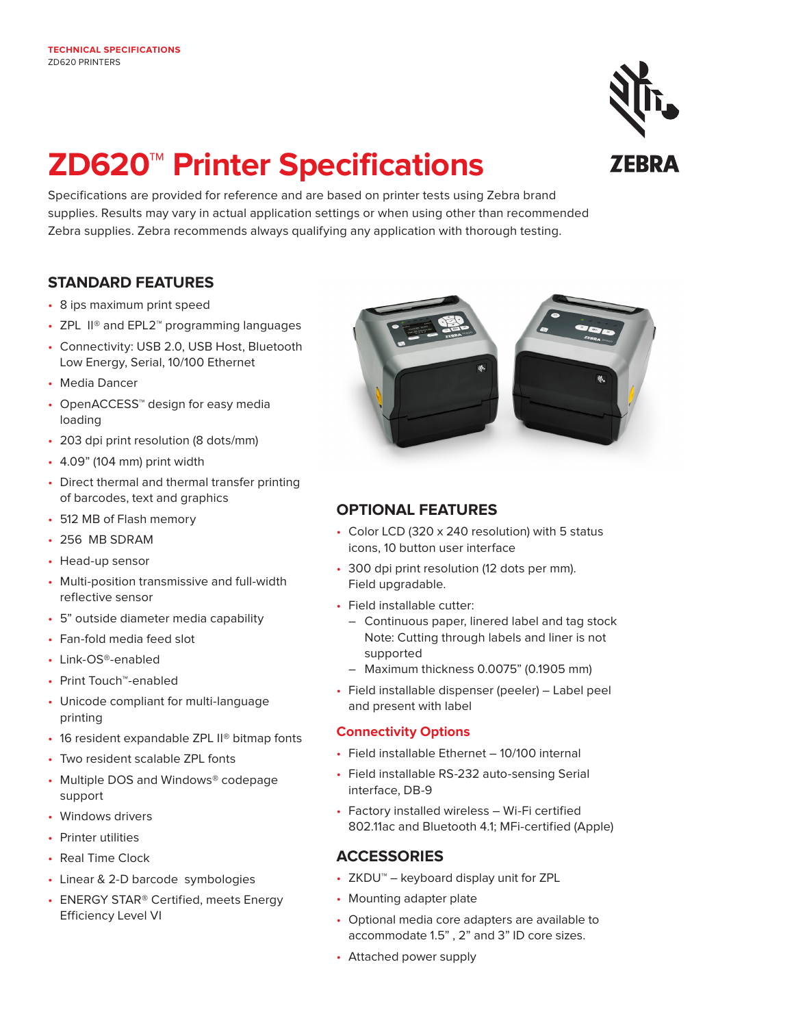TECHNICAL SPECIFICATIONS
ZD620 PRINTERS

# ZD620™ Printer Specifications

Specifications are provided for reference and are based on printer tests using Zebra brand supplies. Results may vary in actual application settings or when using other than recommended Zebra supplies. Zebra recommends always qualifying any application with thorough testing.

## STANDARD FEATURES

- 8 ips maximum print speed
- ZPL II® and EPL2™ programming languages
- Connectivity: USB 2.0, USB Host, Bluetooth Low Energy, Serial, 10/100 Ethernet
- Media Dancer
- OpenACCESS™ design for easy media loading
- 203 dpi print resolution (8 dots/mm)
- 4.09" (104 mm) print width
- Direct thermal and thermal transfer printing of barcodes, text and graphics
- 512 MB of Flash memory
- 256 MB SDRAM
- Head-up sensor
- Multi-position transmissive and full-width reflective sensor
- 5" outside diameter media capability
- Fan-fold media feed slot
- Link-OS®-enabled
- Print Touch™-enabled
- Unicode compliant for multi-language printing
- 16 resident expandable ZPL II® bitmap fonts
- Two resident scalable ZPL fonts
- Multiple DOS and Windows® codepage support
- Windows drivers
- Printer utilities
- Real Time Clock
- Linear & 2-D barcode symbologies
- ENERGY STAR® Certified, meets Energy Efficiency Level VI

## OPTIONAL FEATURES

- Color LCD (320 x 240 resolution) with 5 status icons, 10 button user interface
- 300 dpi print resolution (12 dots per mm). Field upgradable.
- Field installable cutter:
  - Continuous paper, linered label and tag stock Note: Cutting through labels and liner is not supported
  - Maximum thickness 0.0075" (0.1905 mm)
- Field installable dispenser (peeler) – Label peel and present with label

### Connectivity Options

- Field installable Ethernet – 10/100 internal
- Field installable RS-232 auto-sensing Serial interface, DB-9
- Factory installed wireless – Wi-Fi certified 802.11ac and Bluetooth 4.1; MFi-certified (Apple)

## ACCESSORIES

- ZKDU™ – keyboard display unit for ZPL
- Mounting adapter plate
- Optional media core adapters are available to accommodate 1.5" , 2" and 3" ID core sizes.
- Attached power supply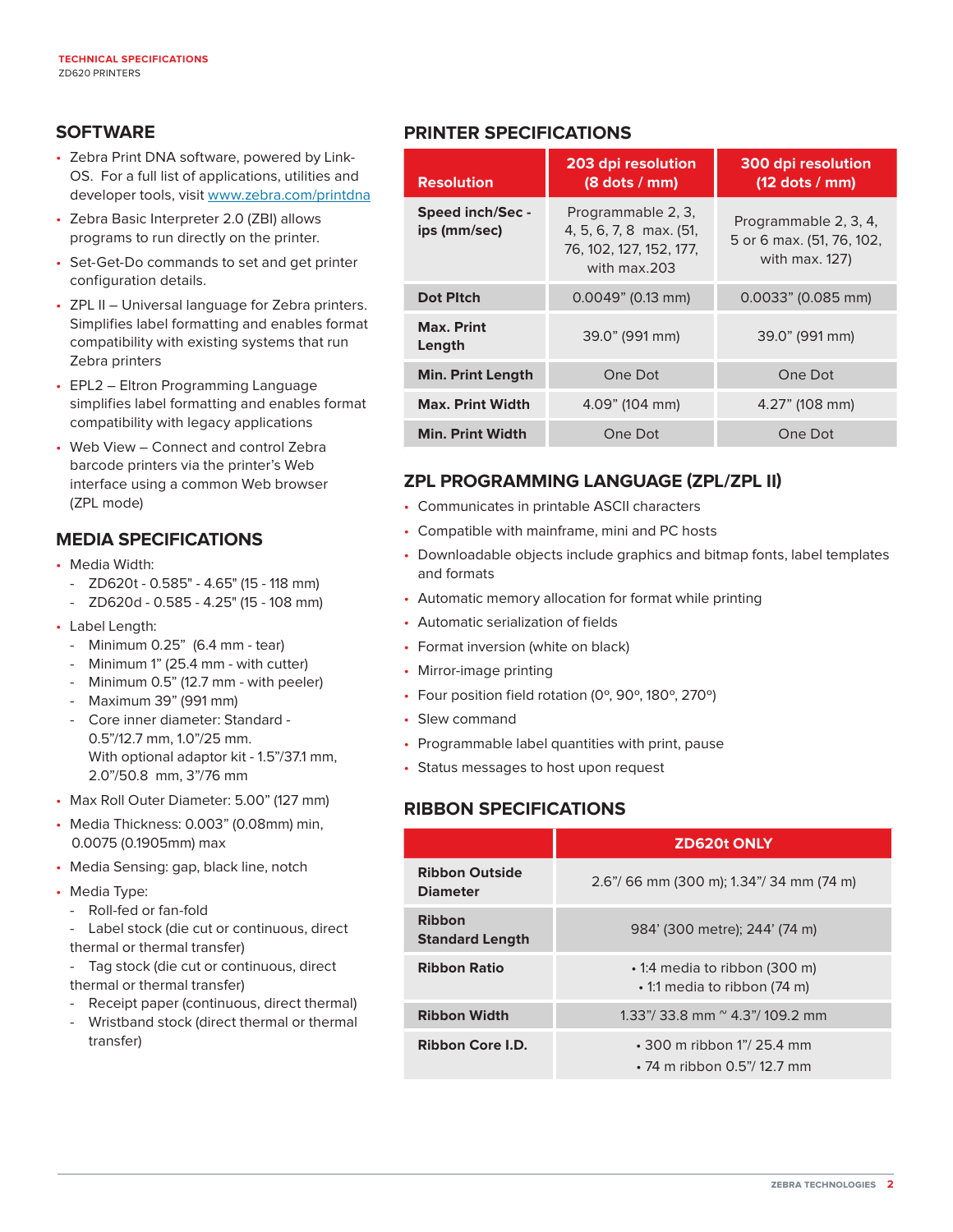## SOFTWARE

- Zebra Print DNA software, powered by Link-OS. For a full list of applications, utilities and developer tools, visit www.zebra.com/printdna
- Zebra Basic Interpreter 2.0 (ZBI) allows programs to run directly on the printer.
- Set-Get-Do commands to set and get printer configuration details.
- ZPL II – Universal language for Zebra printers. Simplifies label formatting and enables format compatibility with existing systems that run Zebra printers
- EPL2 – Eltron Programming Language simplifies label formatting and enables format compatibility with legacy applications
- Web View – Connect and control Zebra barcode printers via the printer's Web interface using a common Web browser (ZPL mode)

## MEDIA SPECIFICATIONS

- Media Width:
  - ZD620t - 0.585" - 4.65" (15 - 118 mm)
  - ZD620d - 0.585 - 4.25" (15 - 108 mm)
- Label Length:
  - Minimum 0.25" (6.4 mm - tear)
  - Minimum 1" (25.4 mm - with cutter)
  - Minimum 0.5" (12.7 mm - with peeler)
  - Maximum 39" (991 mm)
  - Core inner diameter: Standard - 0.5"/12.7 mm, 1.0"/25 mm. With optional adaptor kit - 1.5"/37.1 mm, 2.0"/50.8 mm, 3"/76 mm
- Max Roll Outer Diameter: 5.00" (127 mm)
- Media Thickness: 0.003" (0.08mm) min, 0.0075 (0.1905mm) max
- Media Sensing: gap, black line, notch
- Media Type:
  - Roll-fed or fan-fold
  - Label stock (die cut or continuous, direct thermal or thermal transfer)
  - Tag stock (die cut or continuous, direct thermal or thermal transfer)
  - Receipt paper (continuous, direct thermal)
  - Wristband stock (direct thermal or thermal transfer)

## PRINTER SPECIFICATIONS

| Resolution | 203 dpi resolution (8 dots / mm) | 300 dpi resolution (12 dots / mm) |
|---|---|---|
| Speed inch/Sec - ips (mm/sec) | Programmable 2, 3, 4, 5, 6, 7, 8 max. (51, 76, 102, 127, 152, 177, with max.203 | Programmable 2, 3, 4, 5 or 6 max. (51, 76, 102, with max. 127) |
| Dot PItch | 0.0049" (0.13 mm) | 0.0033" (0.085 mm) |
| Max. Print Length | 39.0" (991 mm) | 39.0" (991 mm) |
| Min. Print Length | One Dot | One Dot |
| Max. Print Width | 4.09" (104 mm) | 4.27" (108 mm) |
| Min. Print Width | One Dot | One Dot |

## ZPL PROGRAMMING LANGUAGE (ZPL/ZPL II)

- Communicates in printable ASCII characters
- Compatible with mainframe, mini and PC hosts
- Downloadable objects include graphics and bitmap fonts, label templates and formats
- Automatic memory allocation for format while printing
- Automatic serialization of fields
- Format inversion (white on black)
- Mirror-image printing
- Four position field rotation (0º, 90º, 180º, 270º)
- Slew command
- Programmable label quantities with print, pause
- Status messages to host upon request

## RIBBON SPECIFICATIONS

| | ZD620t ONLY |
|---|---|
| Ribbon Outside Diameter | 2.6"/ 66 mm (300 m); 1.34"/ 34 mm (74 m) |
| Ribbon Standard Length | 984' (300 metre); 244' (74 m) |
| Ribbon Ratio | • 1:4 media to ribbon (300 m)<br>• 1:1 media to ribbon (74 m) |
| Ribbon Width | 1.33"/ 33.8 mm ~ 4.3"/ 109.2 mm |
| Ribbon Core I.D. | • 300 m ribbon 1"/ 25.4 mm<br>• 74 m ribbon 0.5"/ 12.7 mm |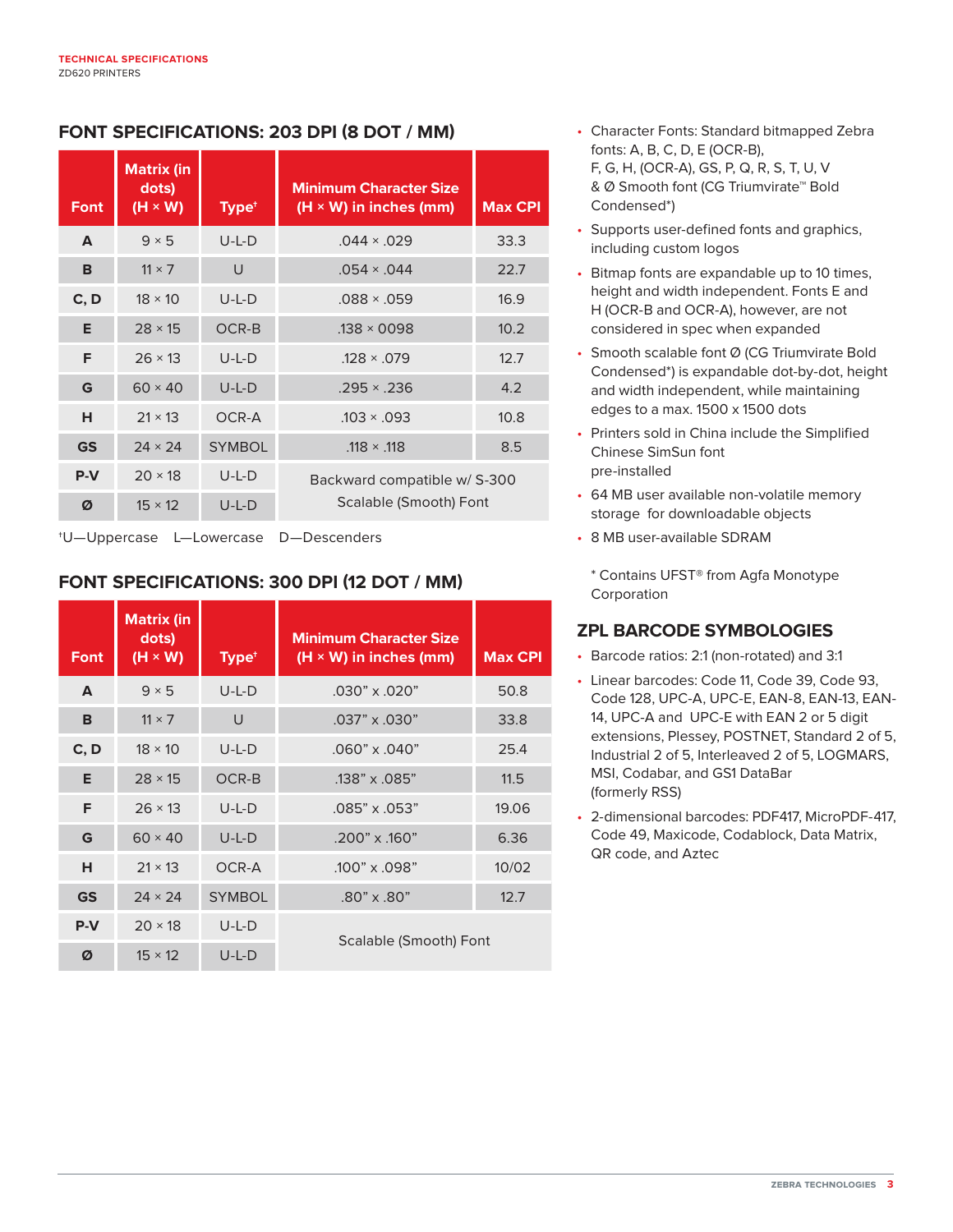## FONT SPECIFICATIONS: 203 DPI (8 DOT / MM)

| Font | Matrix (in dots) (H × W) | Type† | Minimum Character Size (H × W) in inches (mm) | Max CPI |
|---|---|---|---|---|
| A | 9 × 5 | U-L-D | .044 × .029 | 33.3 |
| B | 11 × 7 | U | .054 × .044 | 22.7 |
| C, D | 18 × 10 | U-L-D | .088 × .059 | 16.9 |
| E | 28 × 15 | OCR-B | .138 × 0098 | 10.2 |
| F | 26 × 13 | U-L-D | .128 × .079 | 12.7 |
| G | 60 × 40 | U-L-D | .295 × .236 | 4.2 |
| H | 21 × 13 | OCR-A | .103 × .093 | 10.8 |
| GS | 24 × 24 | SYMBOL | .118 × .118 | 8.5 |
| P-V | 20 × 18 | U-L-D | Backward compatible w/ S-300 Scalable (Smooth) Font | |
| Ø | 15 × 12 | U-L-D | | |

†U—Uppercase L—Lowercase D—Descenders

## FONT SPECIFICATIONS: 300 DPI (12 DOT / MM)

| Font | Matrix (in dots) (H × W) | Type† | Minimum Character Size (H × W) in inches (mm) | Max CPI |
|---|---|---|---|---|
| A | 9 × 5 | U-L-D | .030" x .020" | 50.8 |
| B | 11 × 7 | U | .037" x .030" | 33.8 |
| C, D | 18 × 10 | U-L-D | .060" x .040" | 25.4 |
| E | 28 × 15 | OCR-B | .138" x .085" | 11.5 |
| F | 26 × 13 | U-L-D | .085" x .053" | 19.06 |
| G | 60 × 40 | U-L-D | .200" x .160" | 6.36 |
| H | 21 × 13 | OCR-A | .100" x .098" | 10/02 |
| GS | 24 × 24 | SYMBOL | .80" x .80" | 12.7 |
| P-V | 20 × 18 | U-L-D | Scalable (Smooth) Font | |
| Ø | 15 × 12 | U-L-D | | |

- Character Fonts: Standard bitmapped Zebra fonts: A, B, C, D, E (OCR-B), F, G, H, (OCR-A), GS, P, Q, R, S, T, U, V & Ø Smooth font (CG Triumvirate™ Bold Condensed*)
- Supports user-defined fonts and graphics, including custom logos
- Bitmap fonts are expandable up to 10 times, height and width independent. Fonts E and H (OCR-B and OCR-A), however, are not considered in spec when expanded
- Smooth scalable font Ø (CG Triumvirate Bold Condensed*) is expandable dot-by-dot, height and width independent, while maintaining edges to a max. 1500 x 1500 dots
- Printers sold in China include the Simplified Chinese SimSun font pre-installed
- 64 MB user available non-volatile memory storage for downloadable objects
- 8 MB user-available SDRAM

* Contains UFST® from Agfa Monotype Corporation

## ZPL BARCODE SYMBOLOGIES

- Barcode ratios: 2:1 (non-rotated) and 3:1
- Linear barcodes: Code 11, Code 39, Code 93, Code 128, UPC-A, UPC-E, EAN-8, EAN-13, EAN-14, UPC-A and UPC-E with EAN 2 or 5 digit extensions, Plessey, POSTNET, Standard 2 of 5, Industrial 2 of 5, Interleaved 2 of 5, LOGMARS, MSI, Codabar, and GS1 DataBar (formerly RSS)
- 2-dimensional barcodes: PDF417, MicroPDF-417, Code 49, Maxicode, Codablock, Data Matrix, QR code, and Aztec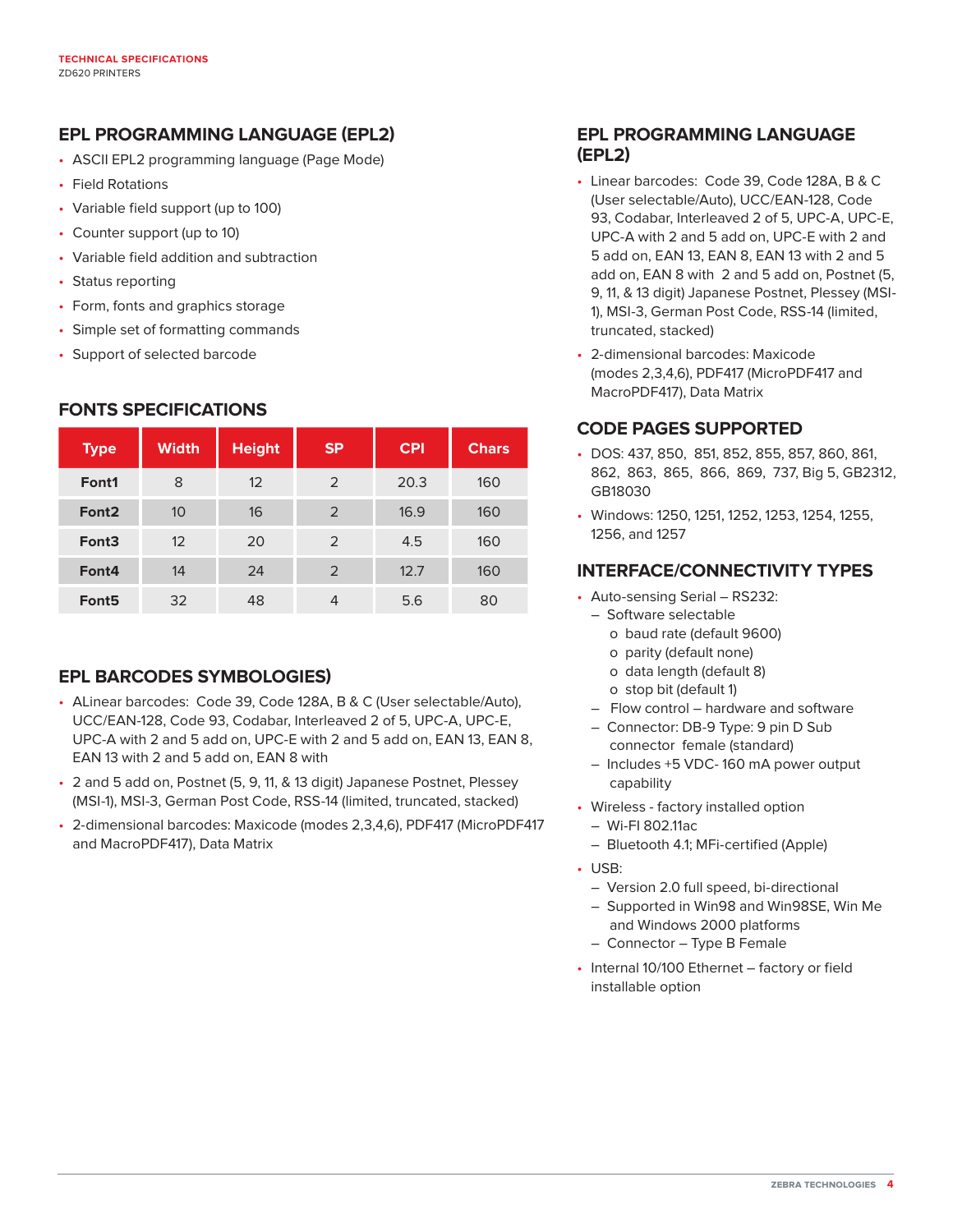## EPL PROGRAMMING LANGUAGE (EPL2)

- ASCII EPL2 programming language (Page Mode)
- Field Rotations
- Variable field support (up to 100)
- Counter support (up to 10)
- Variable field addition and subtraction
- Status reporting
- Form, fonts and graphics storage
- Simple set of formatting commands
- Support of selected barcode

## FONTS SPECIFICATIONS

| Type | Width | Height | SP | CPI | Chars |
|---|---|---|---|---|---|
| Font1 | 8 | 12 | 2 | 20.3 | 160 |
| Font2 | 10 | 16 | 2 | 16.9 | 160 |
| Font3 | 12 | 20 | 2 | 4.5 | 160 |
| Font4 | 14 | 24 | 2 | 12.7 | 160 |
| Font5 | 32 | 48 | 4 | 5.6 | 80 |

## EPL BARCODES SYMBOLOGIES)

- ALinear barcodes: Code 39, Code 128A, B & C (User selectable/Auto), UCC/EAN-128, Code 93, Codabar, Interleaved 2 of 5, UPC-A, UPC-E, UPC-A with 2 and 5 add on, UPC-E with 2 and 5 add on, EAN 13, EAN 8, EAN 13 with 2 and 5 add on, EAN 8 with
- 2 and 5 add on, Postnet (5, 9, 11, & 13 digit) Japanese Postnet, Plessey (MSI-1), MSI-3, German Post Code, RSS-14 (limited, truncated, stacked)
- 2-dimensional barcodes: Maxicode (modes 2,3,4,6), PDF417 (MicroPDF417 and MacroPDF417), Data Matrix

## EPL PROGRAMMING LANGUAGE (EPL2)

- Linear barcodes: Code 39, Code 128A, B & C (User selectable/Auto), UCC/EAN-128, Code 93, Codabar, Interleaved 2 of 5, UPC-A, UPC-E, UPC-A with 2 and 5 add on, UPC-E with 2 and 5 add on, EAN 13, EAN 8, EAN 13 with 2 and 5 add on, EAN 8 with 2 and 5 add on, Postnet (5, 9, 11, & 13 digit) Japanese Postnet, Plessey (MSI-1), MSI-3, German Post Code, RSS-14 (limited, truncated, stacked)
- 2-dimensional barcodes: Maxicode (modes 2,3,4,6), PDF417 (MicroPDF417 and MacroPDF417), Data Matrix

## CODE PAGES SUPPORTED

- DOS: 437, 850, 851, 852, 855, 857, 860, 861, 862, 863, 865, 866, 869, 737, Big 5, GB2312, GB18030
- Windows: 1250, 1251, 1252, 1253, 1254, 1255, 1256, and 1257

## INTERFACE/CONNECTIVITY TYPES

- Auto-sensing Serial – RS232:
  - Software selectable
    - o baud rate (default 9600)
    - o parity (default none)
    - o data length (default 8)
    - o stop bit (default 1)
  - Flow control – hardware and software
  - Connector: DB-9 Type: 9 pin D Sub connector female (standard)
  - Includes +5 VDC- 160 mA power output capability
- Wireless - factory installed option
  - Wi-FI 802.11ac
  - Bluetooth 4.1; MFi-certified (Apple)
- USB:
  - Version 2.0 full speed, bi-directional
  - Supported in Win98 and Win98SE, Win Me and Windows 2000 platforms
  - Connector – Type B Female
- Internal 10/100 Ethernet – factory or field installable option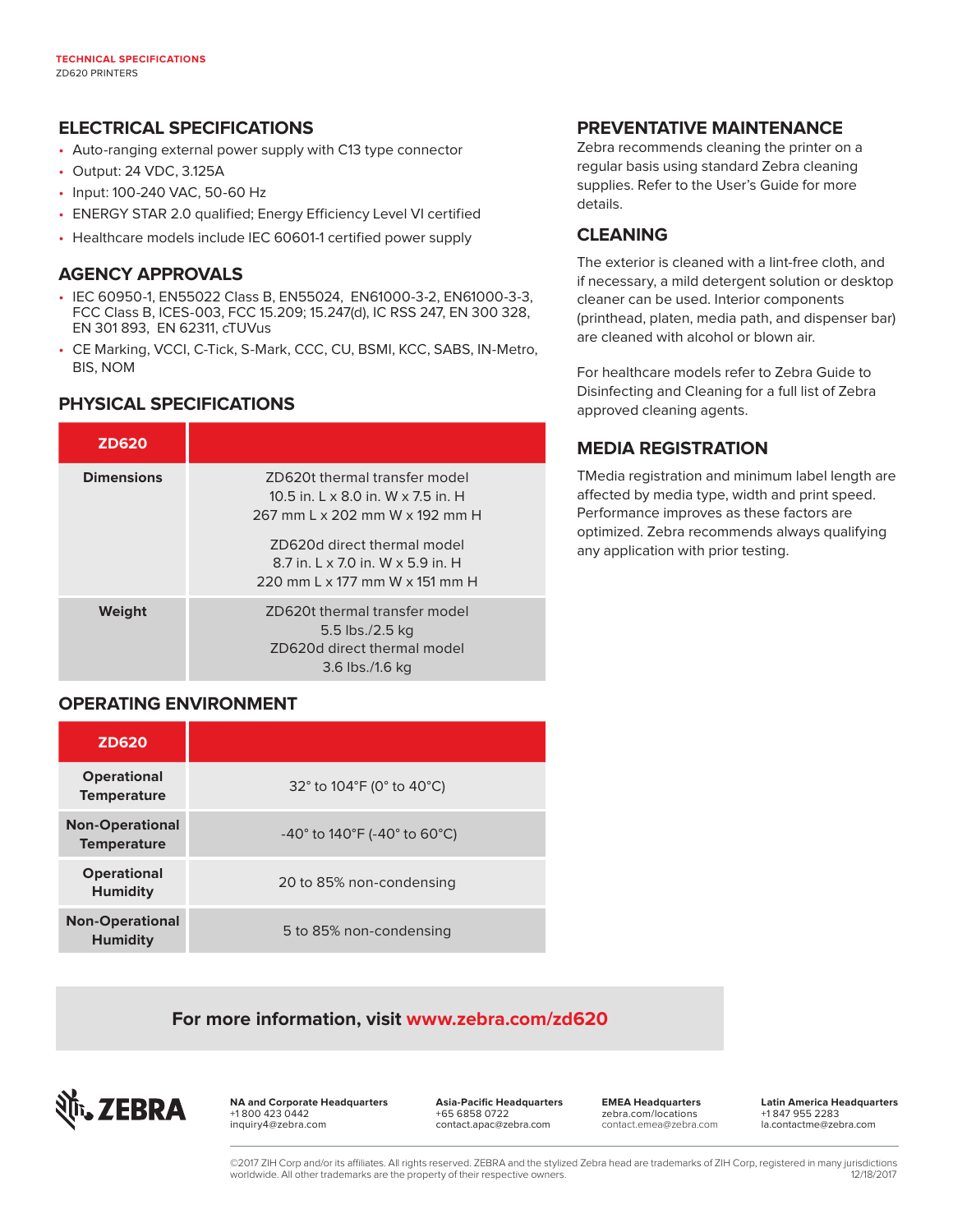## ELECTRICAL SPECIFICATIONS

- Auto-ranging external power supply with C13 type connector
- Output: 24 VDC, 3.125A
- Input: 100-240 VAC, 50-60 Hz
- ENERGY STAR 2.0 qualified; Energy Efficiency Level VI certified
- Healthcare models include IEC 60601-1 certified power supply

## AGENCY APPROVALS

- IEC 60950-1, EN55022 Class B, EN55024, EN61000-3-2, EN61000-3-3, FCC Class B, ICES-003, FCC 15.209; 15.247(d), IC RSS 247, EN 300 328, EN 301 893, EN 62311, cTUVus
- CE Marking, VCCI, C-Tick, S-Mark, CCC, CU, BSMI, KCC, SABS, IN-Metro, BIS, NOM

## PHYSICAL SPECIFICATIONS

| ZD620 | |
|---|---|
| **Dimensions** | ZD620t thermal transfer model<br>10.5 in. L x 8.0 in. W x 7.5 in. H<br>267 mm L x 202 mm W x 192 mm H<br><br>ZD620d direct thermal model<br>8.7 in. L x 7.0 in. W x 5.9 in. H<br>220 mm L x 177 mm W x 151 mm H |
| **Weight** | ZD620t thermal transfer model<br>5.5 lbs./2.5 kg<br>ZD620d direct thermal model<br>3.6 lbs./1.6 kg |

## OPERATING ENVIRONMENT

| ZD620 | |
|---|---|
| **Operational Temperature** | 32° to 104°F (0° to 40°C) |
| **Non-Operational Temperature** | -40° to 140°F (-40° to 60°C) |
| **Operational Humidity** | 20 to 85% non-condensing |
| **Non-Operational Humidity** | 5 to 85% non-condensing |

## PREVENTATIVE MAINTENANCE

Zebra recommends cleaning the printer on a regular basis using standard Zebra cleaning supplies. Refer to the User's Guide for more details.

## CLEANING

The exterior is cleaned with a lint-free cloth, and if necessary, a mild detergent solution or desktop cleaner can be used. Interior components (printhead, platen, media path, and dispenser bar) are cleaned with alcohol or blown air.

For healthcare models refer to Zebra Guide to Disinfecting and Cleaning for a full list of Zebra approved cleaning agents.

## MEDIA REGISTRATION

TMedia registration and minimum label length are affected by media type, width and print speed. Performance improves as these factors are optimized. Zebra recommends always qualifying any application with prior testing.

**For more information, visit www.zebra.com/zd620**

ZEBRA

**NA and Corporate Headquarters**
+1 800 423 0442
inquiry4@zebra.com

**Asia-Pacific Headquarters**
+65 6858 0722
contact.apac@zebra.com

**EMEA Headquarters**
zebra.com/locations
contact.emea@zebra.com

**Latin America Headquarters**
+1 847 955 2283
la.contactme@zebra.com

©2017 ZIH Corp and/or its affiliates. All rights reserved. ZEBRA and the stylized Zebra head are trademarks of ZIH Corp, registered in many jurisdictions worldwide. All other trademarks are the property of their respective owners. 12/18/2017